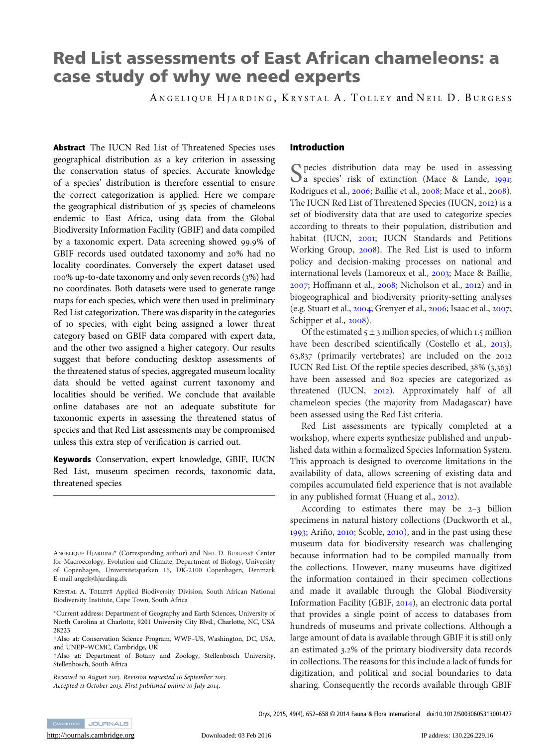# Red List assessments of East African chameleons: a case study of why we need experts

ANGELIQUE HJARDING, KRYSTAL A. TOLLEY and NEIL D. BURGESS

**Abstract** The IUCN Red List of Threatened Species uses geographical distribution as a key criterion in assessing the conservation status of species. Accurate knowledge of a species' distribution is therefore essential to ensure the correct categorization is applied. Here we compare the geographical distribution of 35 species of chameleons endemic to East Africa, using data from the Global Biodiversity Information Facility (GBIF) and data compiled by a taxonomic expert. Data screening showed 99.9% of GBIF records used outdated taxonomy and 20% had no locality coordinates. Conversely the expert dataset used 100% up-to-date taxonomy and only seven records (3%) had no coordinates. Both datasets were used to generate range maps for each species, which were then used in preliminary Red List categorization. There was disparity in the categories of 10 species, with eight being assigned a lower threat category based on GBIF data compared with expert data, and the other two assigned a higher category. Our results suggest that before conducting desktop assessments of the threatened status of species, aggregated museum locality data should be vetted against current taxonomy and localities should be verified. We conclude that available online databases are not an adequate substitute for taxonomic experts in assessing the threatened status of species and that Red List assessments may be compromised unless this extra step of verification is carried out.

**Keywords** Conservation, expert knowledge, GBIF, IUCN Red List, museum specimen records, taxonomic data, threatened species

ANGELIQUE HJARDING* (Corresponding author) and NEIL D. BURGESS† Center for Macroecology, Evolution and Climate, Department of Biology, University of Copenhagen, Universitetsparken 15, DK-2100 Copenhagen, Denmark E-mail angel@hjarding.dk

KRYSTAL A. TOLLEY‡ Applied Biodiversity Division, South African National Biodiversity Institute, Cape Town, South Africa

*Current address: Department of Geography and Earth Sciences, University of North Carolina at Charlotte, 9201 University City Blvd., Charlotte, NC, USA 28223

†Also at: Conservation Science Program, WWF–US, Washington, DC, USA, and UNEP–WCMC, Cambridge, UK

‡Also at: Department of Botany and Zoology, Stellenbosch University, Stellenbosch, South Africa

*Received 20 August 2013. Revision requested 16 September 2013. Accepted 11 October 2013. First published online 10 July 2014.*

## Introduction

Species distribution data may be used in assessing a species' risk of extinction (Mace & Lande, 1991; Rodrigues et al., 2006; Baillie et al., 2008; Mace et al., 2008). The IUCN Red List of Threatened Species (IUCN, 2012) is a set of biodiversity data that are used to categorize species according to threats to their population, distribution and habitat (IUCN, 2001; IUCN Standards and Petitions Working Group, 2008). The Red List is used to inform policy and decision-making processes on national and international levels (Lamoreux et al., 2003; Mace & Baillie, 2007; Hoffmann et al., 2008; Nicholson et al., 2012) and in biogeographical and biodiversity priority-setting analyses (e.g. Stuart et al., 2004; Grenyer et al., 2006; Isaac et al., 2007; Schipper et al., 2008).

Of the estimated $5 \pm 3$ million species, of which 1.5 million have been described scientifically (Costello et al., 2013), 63,837 (primarily vertebrates) are included on the 2012 IUCN Red List. Of the reptile species described, 38% (3,363) have been assessed and 802 species are categorized as threatened (IUCN, 2012). Approximately half of all chameleon species (the majority from Madagascar) have been assessed using the Red List criteria.

Red List assessments are typically completed at a workshop, where experts synthesize published and unpublished data within a formalized Species Information System. This approach is designed to overcome limitations in the availability of data, allows screening of existing data and compiles accumulated field experience that is not available in any published format (Huang et al., 2012).

According to estimates there may be 2–3 billion specimens in natural history collections (Duckworth et al., 1993; Ariño, 2010; Scoble, 2010), and in the past using these museum data for biodiversity research was challenging because information had to be compiled manually from the collections. However, many museums have digitized the information contained in their specimen collections and made it available through the Global Biodiversity Information Facility (GBIF, 2014), an electronic data portal that provides a single point of access to databases from hundreds of museums and private collections. Although a large amount of data is available through GBIF it is still only an estimated 3.2% of the primary biodiversity data records in collections. The reasons for this include a lack of funds for digitization, and political and social boundaries to data sharing. Consequently the records available through GBIF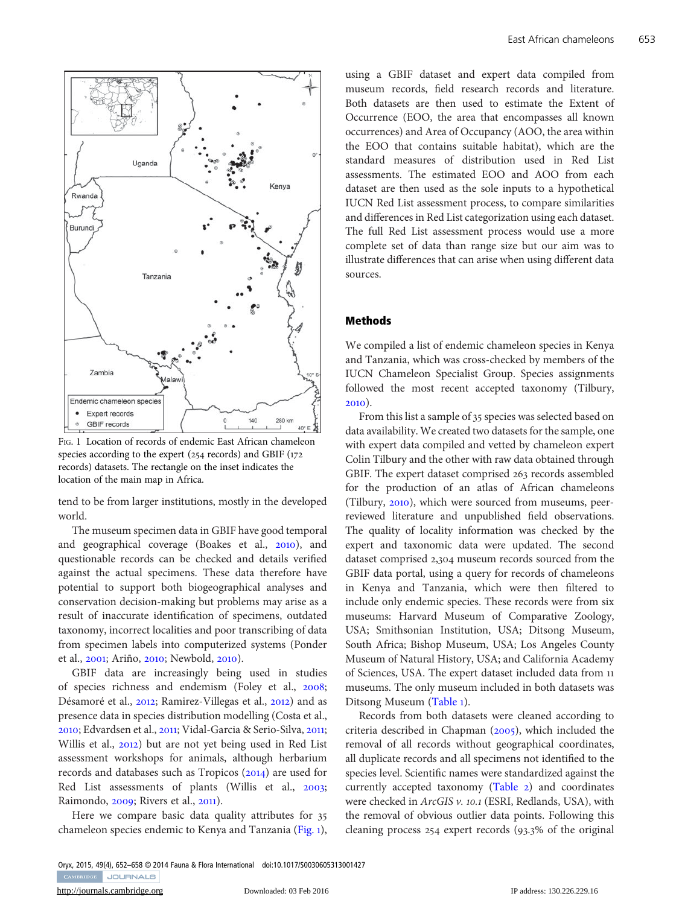Fig. 1 Location of records of endemic East African chameleon species according to the expert (254 records) and GBIF (172 records) datasets. The rectangle on the inset indicates the location of the main map in Africa.

tend to be from larger institutions, mostly in the developed world.

The museum specimen data in GBIF have good temporal and geographical coverage (Boakes et al., 2010), and questionable records can be checked and details verified against the actual specimens. These data therefore have potential to support both biogeographical analyses and conservation decision-making but problems may arise as a result of inaccurate identification of specimens, outdated taxonomy, incorrect localities and poor transcribing of data from specimen labels into computerized systems (Ponder et al., 2001; Ariño, 2010; Newbold, 2010).

GBIF data are increasingly being used in studies of species richness and endemism (Foley et al., 2008; Désamoré et al., 2012; Ramirez-Villegas et al., 2012) and as presence data in species distribution modelling (Costa et al., 2010; Edvardsen et al., 2011; Vidal-Garcia & Serio-Silva, 2011; Willis et al., 2012) but are not yet being used in Red List assessment workshops for animals, although herbarium records and databases such as Tropicos (2014) are used for Red List assessments of plants (Willis et al., 2003; Raimondo, 2009; Rivers et al., 2011).

Here we compare basic data quality attributes for 35 chameleon species endemic to Kenya and Tanzania (Fig. 1), using a GBIF dataset and expert data compiled from museum records, field research records and literature. Both datasets are then used to estimate the Extent of Occurrence (EOO, the area that encompasses all known occurrences) and Area of Occupancy (AOO, the area within the EOO that contains suitable habitat), which are the standard measures of distribution used in Red List assessments. The estimated EOO and AOO from each dataset are then used as the sole inputs to a hypothetical IUCN Red List assessment process, to compare similarities and differences in Red List categorization using each dataset. The full Red List assessment process would use a more complete set of data than range size but our aim was to illustrate differences that can arise when using different data sources.

## Methods

We compiled a list of endemic chameleon species in Kenya and Tanzania, which was cross-checked by members of the IUCN Chameleon Specialist Group. Species assignments followed the most recent accepted taxonomy (Tilbury, 2010).

From this list a sample of 35 species was selected based on data availability. We created two datasets for the sample, one with expert data compiled and vetted by chameleon expert Colin Tilbury and the other with raw data obtained through GBIF. The expert dataset comprised 263 records assembled for the production of an atlas of African chameleons (Tilbury, 2010), which were sourced from museums, peer-reviewed literature and unpublished field observations. The quality of locality information was checked by the expert and taxonomic data were updated. The second dataset comprised 2,304 museum records sourced from the GBIF data portal, using a query for records of chameleons in Kenya and Tanzania, which were then filtered to include only endemic species. These records were from six museums: Harvard Museum of Comparative Zoology, USA; Smithsonian Institution, USA; Ditsong Museum, South Africa; Bishop Museum, USA; Los Angeles County Museum of Natural History, USA; and California Academy of Sciences, USA. The expert dataset included data from 11 museums. The only museum included in both datasets was Ditsong Museum (Table 1).

Records from both datasets were cleaned according to criteria described in Chapman (2005), which included the removal of all records without geographical coordinates, all duplicate records and all specimens not identified to the species level. Scientific names were standardized against the currently accepted taxonomy (Table 2) and coordinates were checked in *ArcGIS v. 10.1* (ESRI, Redlands, USA), with the removal of obvious outlier data points. Following this cleaning process 254 expert records (93.3% of the original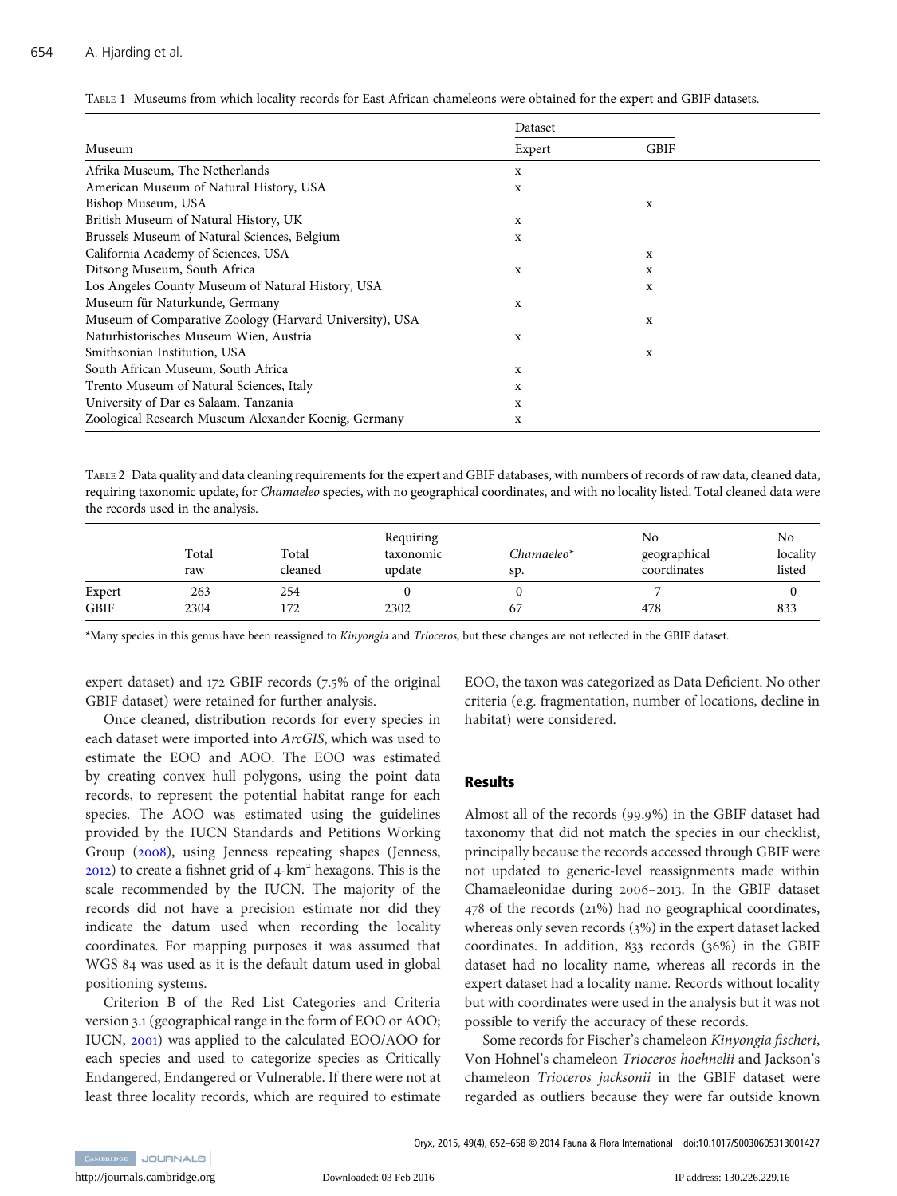Table 1 Museums from which locality records for East African chameleons were obtained for the expert and GBIF datasets.

| Museum | Dataset | |
|---|---|---|
| | Expert | GBIF |
| Afrika Museum, The Netherlands | x | |
| American Museum of Natural History, USA | x | |
| Bishop Museum, USA | | x |
| British Museum of Natural History, UK | x | |
| Brussels Museum of Natural Sciences, Belgium | x | |
| California Academy of Sciences, USA | | x |
| Ditsong Museum, South Africa | x | x |
| Los Angeles County Museum of Natural History, USA | | x |
| Museum für Naturkunde, Germany | x | |
| Museum of Comparative Zoology (Harvard University), USA | | x |
| Naturhistorisches Museum Wien, Austria | x | |
| Smithsonian Institution, USA | | x |
| South African Museum, South Africa | x | |
| Trento Museum of Natural Sciences, Italy | x | |
| University of Dar es Salaam, Tanzania | x | |
| Zoological Research Museum Alexander Koenig, Germany | x | |

Table 2 Data quality and data cleaning requirements for the expert and GBIF databases, with numbers of records of raw data, cleaned data, requiring taxonomic update, for *Chamaeleo* species, with no geographical coordinates, and with no locality listed. Total cleaned data were the records used in the analysis.

| | Total raw | Total cleaned | Requiring taxonomic update | *Chamaeleo** sp. | No geographical coordinates | No locality listed |
|---|---|---|---|---|---|---|
| Expert | 263 | 254 | 0 | 0 | 7 | 0 |
| GBIF | 2304 | 172 | 2302 | 67 | 478 | 833 |

*Many species in this genus have been reassigned to *Kinyongia* and *Trioceros*, but these changes are not reflected in the GBIF dataset.

expert dataset) and 172 GBIF records (7.5% of the original GBIF dataset) were retained for further analysis.

Once cleaned, distribution records for every species in each dataset were imported into *ArcGIS*, which was used to estimate the EOO and AOO. The EOO was estimated by creating convex hull polygons, using the point data records, to represent the potential habitat range for each species. The AOO was estimated using the guidelines provided by the IUCN Standards and Petitions Working Group (2008), using Jenness repeating shapes (Jenness, 2012) to create a fishnet grid of 4-km² hexagons. This is the scale recommended by the IUCN. The majority of the records did not have a precision estimate nor did they indicate the datum used when recording the locality coordinates. For mapping purposes it was assumed that WGS 84 was used as it is the default datum used in global positioning systems.

Criterion B of the Red List Categories and Criteria version 3.1 (geographical range in the form of EOO or AOO; IUCN, 2001) was applied to the calculated EOO/AOO for each species and used to categorize species as Critically Endangered, Endangered or Vulnerable. If there were not at least three locality records, which are required to estimate EOO, the taxon was categorized as Data Deficient. No other criteria (e.g. fragmentation, number of locations, decline in habitat) were considered.

## Results

Almost all of the records (99.9%) in the GBIF dataset had taxonomy that did not match the species in our checklist, principally because the records accessed through GBIF were not updated to generic-level reassignments made within Chamaeleonidae during 2006–2013. In the GBIF dataset 478 of the records (21%) had no geographical coordinates, whereas only seven records (3%) in the expert dataset lacked coordinates. In addition, 833 records (36%) in the GBIF dataset had no locality name, whereas all records in the expert dataset had a locality name. Records without locality but with coordinates were used in the analysis but it was not possible to verify the accuracy of these records.

Some records for Fischer's chameleon *Kinyongia fischeri*, Von Hohnel's chameleon *Trioceros hoehnelii* and Jackson's chameleon *Trioceros jacksonii* in the GBIF dataset were regarded as outliers because they were far outside known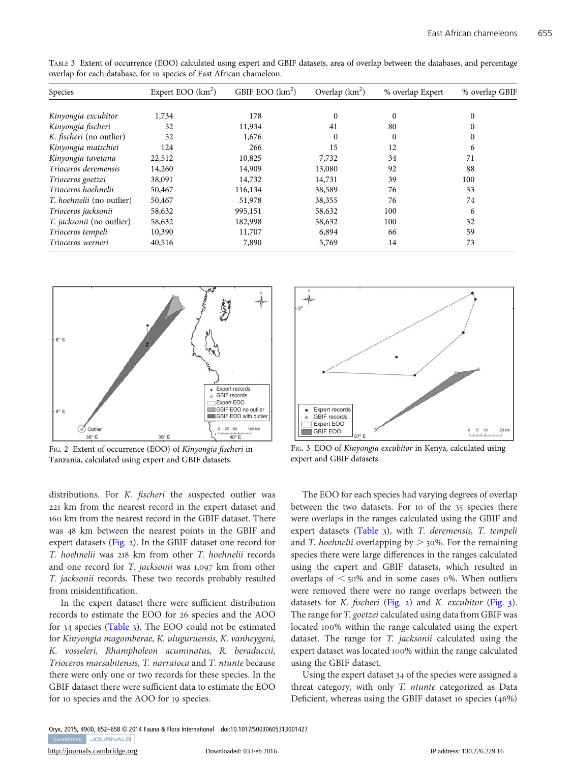Table 3 Extent of occurrence (EOO) calculated using expert and GBIF datasets, area of overlap between the databases, and percentage overlap for each database, for 10 species of East African chameleon.

| Species | Expert EOO (km$^2$) | GBIF EOO (km$^2$) | Overlap (km$^2$) | % overlap Expert | % overlap GBIF |
|---|---|---|---|---|---|
| *Kinyongia excubitor* | 1,734 | 178 | 0 | 0 | 0 |
| *Kinyongia fischeri* | 52 | 11,934 | 41 | 80 | 0 |
| *K. fischeri* (no outlier) | 52 | 1,676 | 0 | 0 | 0 |
| *Kinyongia matschiei* | 124 | 266 | 15 | 12 | 6 |
| *Kinyongia tavetana* | 22,512 | 10,825 | 7,732 | 34 | 71 |
| *Trioceros deremensis* | 14,260 | 14,909 | 13,080 | 92 | 88 |
| *Trioceros goetzei* | 38,091 | 14,732 | 14,731 | 39 | 100 |
| *Trioceros hoehnelii* | 50,467 | 116,134 | 38,589 | 76 | 33 |
| *T. hoehnelii* (no outlier) | 50,467 | 51,978 | 38,355 | 76 | 74 |
| *Trioceros jacksonii* | 58,632 | 995,151 | 58,632 | 100 | 6 |
| *T. jacksonii* (no outlier) | 58,632 | 182,998 | 58,632 | 100 | 32 |
| *Trioceros tempeli* | 10,390 | 11,707 | 6,894 | 66 | 59 |
| *Trioceros werneri* | 40,516 | 7,890 | 5,769 | 14 | 73 |

Fig. 2 Extent of occurrence (EOO) of *Kinyongia fischeri* in Tanzania, calculated using expert and GBIF datasets.

Fig. 3 EOO of *Kinyongia excubitor* in Kenya, calculated using expert and GBIF datasets.

distributions. For *K. fischeri* the suspected outlier was 221 km from the nearest record in the expert dataset and 160 km from the nearest record in the GBIF dataset. There was 48 km between the nearest points in the GBIF and expert datasets (Fig. 2). In the GBIF dataset one record for *T. hoehnelii* was 218 km from other *T. hoehnelii* records and one record for *T. jacksonii* was 1,097 km from other *T. jacksonii* records. These two records probably resulted from misidentification.

In the expert dataset there were sufficient distribution records to estimate the EOO for 26 species and the AOO for 34 species (Table 3). The EOO could not be estimated for *Kinyongia magomberae, K. uluguruensis, K. vanheygeni, K. vosseleri, Rhampholeon acuminatus, R. beraduccii, Trioceros marsabitensis, T. narraioca* and *T. ntunte* because there were only one or two records for these species. In the GBIF dataset there were sufficient data to estimate the EOO for 10 species and the AOO for 19 species.

The EOO for each species had varying degrees of overlap between the two datasets. For 10 of the 35 species there were overlaps in the ranges calculated using the GBIF and expert datasets (Table 3), with *T. deremensis, T. tempeli* and *T. hoehnelii* overlapping by > 50%. For the remaining species there were large differences in the ranges calculated using the expert and GBIF datasets, which resulted in overlaps of < 50% and in some cases 0%. When outliers were removed there were no range overlaps between the datasets for *K. fischeri* (Fig. 2) and *K. excubitor* (Fig. 3). The range for *T. goetzei* calculated using data from GBIF was located 100% within the range calculated using the expert dataset. The range for *T. jacksonii* calculated using the expert dataset was located 100% within the range calculated using the GBIF dataset.

Using the expert dataset 34 of the species were assigned a threat category, with only *T. ntunte* categorized as Data Deficient, whereas using the GBIF dataset 16 species (46%)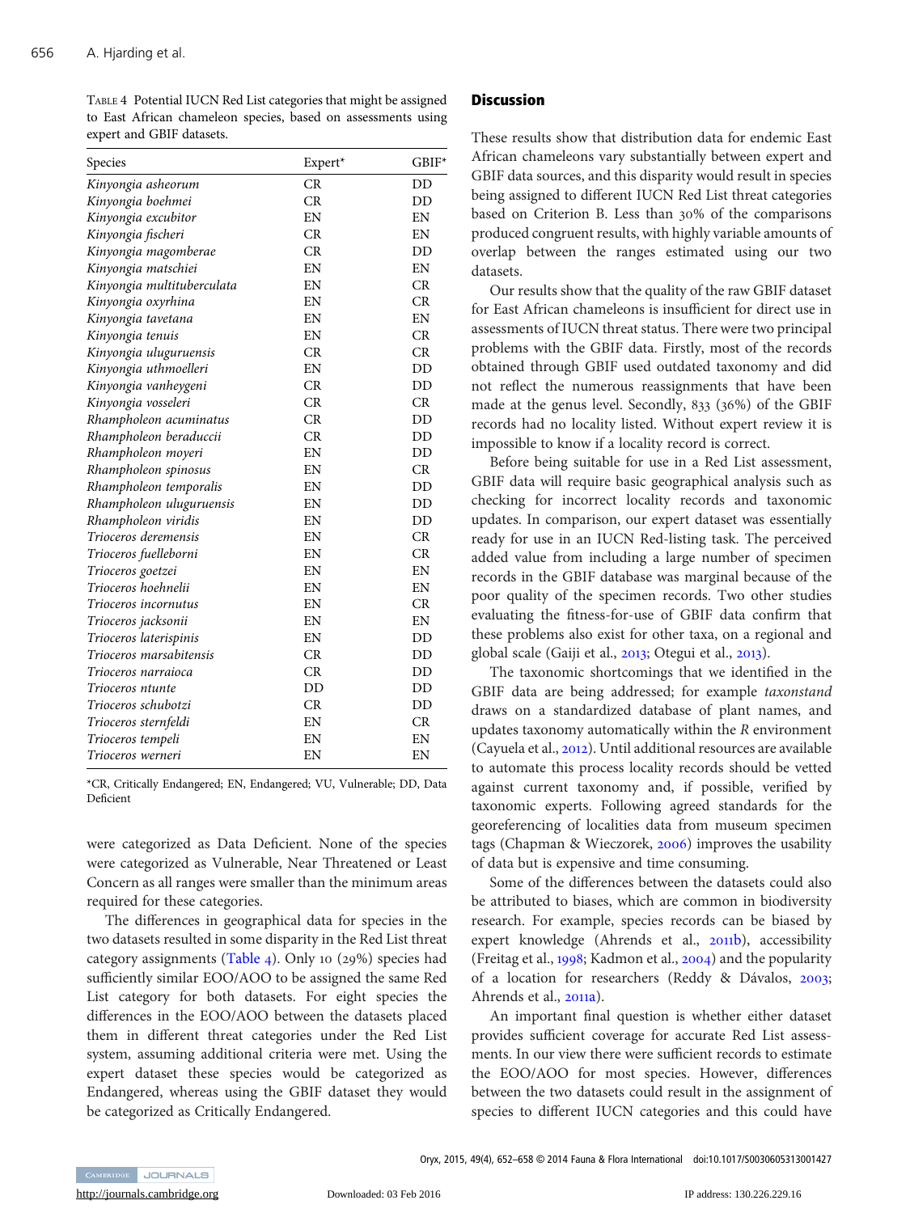TABLE 4 Potential IUCN Red List categories that might be assigned to East African chameleon species, based on assessments using expert and GBIF datasets.

| Species | Expert* | GBIF* |
|---|---|---|
| *Kinyongia asheorum* | CR | DD |
| *Kinyongia boehmei* | CR | DD |
| *Kinyongia excubitor* | EN | EN |
| *Kinyongia fischeri* | CR | EN |
| *Kinyongia magomberae* | CR | DD |
| *Kinyongia matschiei* | EN | EN |
| *Kinyongia multituberculata* | EN | CR |
| *Kinyongia oxyrhina* | EN | CR |
| *Kinyongia tavetana* | EN | EN |
| *Kinyongia tenuis* | EN | CR |
| *Kinyongia uluguruensis* | CR | CR |
| *Kinyongia uthmoelleri* | EN | DD |
| *Kinyongia vanheygeni* | CR | DD |
| *Kinyongia vosseleri* | CR | CR |
| *Rhampholeon acuminatus* | CR | DD |
| *Rhampholeon beraduccii* | CR | DD |
| *Rhampholeon moyeri* | EN | DD |
| *Rhampholeon spinosus* | EN | CR |
| *Rhampholeon temporalis* | EN | DD |
| *Rhampholeon uluguruensis* | EN | DD |
| *Rhampholeon viridis* | EN | DD |
| *Trioceros deremensis* | EN | CR |
| *Trioceros fuelleborni* | EN | CR |
| *Trioceros goetzei* | EN | EN |
| *Trioceros hoehnelii* | EN | EN |
| *Trioceros incornutus* | EN | CR |
| *Trioceros jacksonii* | EN | EN |
| *Trioceros laterispinis* | EN | DD |
| *Trioceros marsabitensis* | CR | DD |
| *Trioceros narraioca* | CR | DD |
| *Trioceros ntunte* | DD | DD |
| *Trioceros schubotzi* | CR | DD |
| *Trioceros sternfeldi* | EN | CR |
| *Trioceros tempeli* | EN | EN |
| *Trioceros werneri* | EN | EN |

*CR, Critically Endangered; EN, Endangered; VU, Vulnerable; DD, Data Deficient

were categorized as Data Deficient. None of the species were categorized as Vulnerable, Near Threatened or Least Concern as all ranges were smaller than the minimum areas required for these categories.

The differences in geographical data for species in the two datasets resulted in some disparity in the Red List threat category assignments (Table 4). Only 10 (29%) species had sufficiently similar EOO/AOO to be assigned the same Red List category for both datasets. For eight species the differences in the EOO/AOO between the datasets placed them in different threat categories under the Red List system, assuming additional criteria were met. Using the expert dataset these species would be categorized as Endangered, whereas using the GBIF dataset they would be categorized as Critically Endangered.

## Discussion

These results show that distribution data for endemic East African chameleons vary substantially between expert and GBIF data sources, and this disparity would result in species being assigned to different IUCN Red List threat categories based on Criterion B. Less than 30% of the comparisons produced congruent results, with highly variable amounts of overlap between the ranges estimated using our two datasets.

Our results show that the quality of the raw GBIF dataset for East African chameleons is insufficient for direct use in assessments of IUCN threat status. There were two principal problems with the GBIF data. Firstly, most of the records obtained through GBIF used outdated taxonomy and did not reflect the numerous reassignments that have been made at the genus level. Secondly, 833 (36%) of the GBIF records had no locality listed. Without expert review it is impossible to know if a locality record is correct.

Before being suitable for use in a Red List assessment, GBIF data will require basic geographical analysis such as checking for incorrect locality records and taxonomic updates. In comparison, our expert dataset was essentially ready for use in an IUCN Red-listing task. The perceived added value from including a large number of specimen records in the GBIF database was marginal because of the poor quality of the specimen records. Two other studies evaluating the fitness-for-use of GBIF data confirm that these problems also exist for other taxa, on a regional and global scale (Gaiji et al., 2013; Otegui et al., 2013).

The taxonomic shortcomings that we identified in the GBIF data are being addressed; for example *taxonstand* draws on a standardized database of plant names, and updates taxonomy automatically within the *R* environment (Cayuela et al., 2012). Until additional resources are available to automate this process locality records should be vetted against current taxonomy and, if possible, verified by taxonomic experts. Following agreed standards for the georeferencing of localities data from museum specimen tags (Chapman & Wieczorek, 2006) improves the usability of data but is expensive and time consuming.

Some of the differences between the datasets could also be attributed to biases, which are common in biodiversity research. For example, species records can be biased by expert knowledge (Ahrends et al., 2011b), accessibility (Freitag et al., 1998; Kadmon et al., 2004) and the popularity of a location for researchers (Reddy & Dávalos, 2003; Ahrends et al., 2011a).

An important final question is whether either dataset provides sufficient coverage for accurate Red List assessments. In our view there were sufficient records to estimate the EOO/AOO for most species. However, differences between the two datasets could result in the assignment of species to different IUCN categories and this could have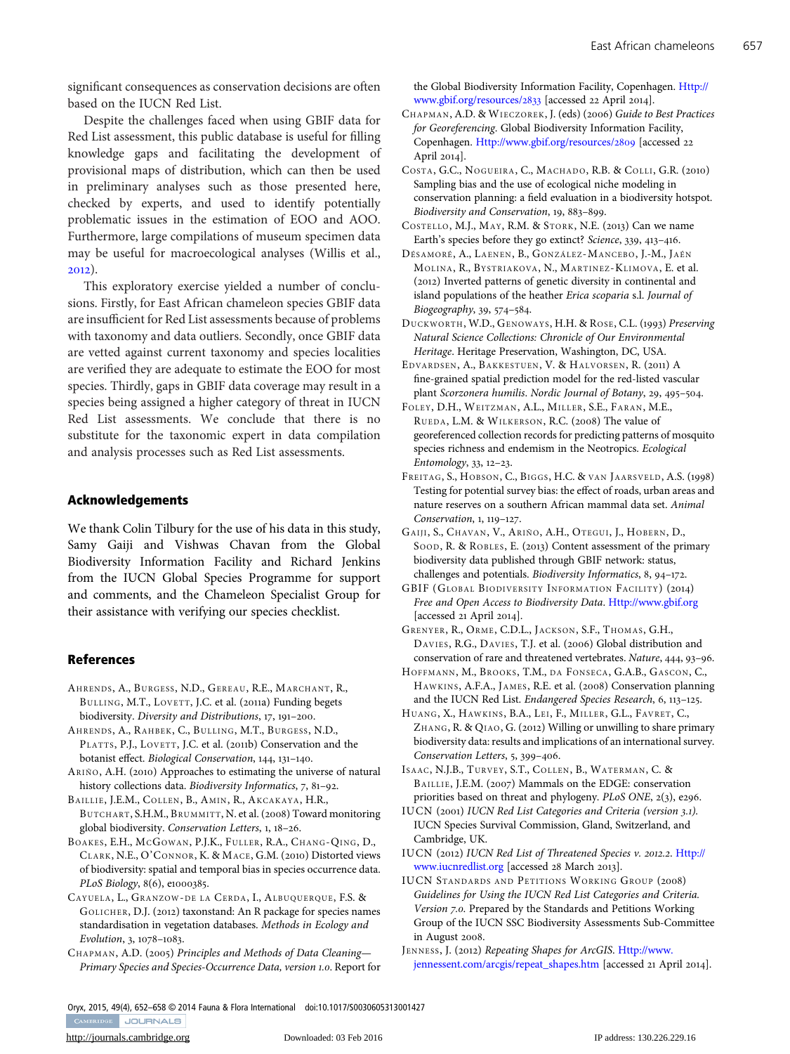significant consequences as conservation decisions are often based on the IUCN Red List.

Despite the challenges faced when using GBIF data for Red List assessment, this public database is useful for filling knowledge gaps and facilitating the development of provisional maps of distribution, which can then be used in preliminary analyses such as those presented here, checked by experts, and used to identify potentially problematic issues in the estimation of EOO and AOO. Furthermore, large compilations of museum specimen data may be useful for macroecological analyses (Willis et al., 2012).

This exploratory exercise yielded a number of conclusions. Firstly, for East African chameleon species GBIF data are insufficient for Red List assessments because of problems with taxonomy and data outliers. Secondly, once GBIF data are vetted against current taxonomy and species localities are verified they are adequate to estimate the EOO for most species. Thirdly, gaps in GBIF data coverage may result in a species being assigned a higher category of threat in IUCN Red List assessments. We conclude that there is no substitute for the taxonomic expert in data compilation and analysis processes such as Red List assessments.

## Acknowledgements

We thank Colin Tilbury for the use of his data in this study, Samy Gaiji and Vishwas Chavan from the Global Biodiversity Information Facility and Richard Jenkins from the IUCN Global Species Programme for support and comments, and the Chameleon Specialist Group for their assistance with verifying our species checklist.

## References

Ahrends, A., Burgess, N.D., Gereau, R.E., Marchant, R., Bulling, M.T., Lovett, J.C. et al. (2011a) Funding begets biodiversity. *Diversity and Distributions*, 17, 191–200.

Ahrends, A., Rahbek, C., Bulling, M.T., Burgess, N.D., Platts, P.J., Lovett, J.C. et al. (2011b) Conservation and the botanist effect. *Biological Conservation*, 144, 131–140.

Ariño, A.H. (2010) Approaches to estimating the universe of natural history collections data. *Biodiversity Informatics*, 7, 81–92.

Baillie, J.E.M., Collen, B., Amin, R., Akcakaya, H.R., Butchart, S.H.M., Brummitt, N. et al. (2008) Toward monitoring global biodiversity. *Conservation Letters*, 1, 18–26.

Boakes, E.H., McGowan, P.J.K., Fuller, R.A., Chang-Qing, D., Clark, N.E., O'Connor, K. & Mace, G.M. (2010) Distorted views of biodiversity: spatial and temporal bias in species occurrence data. *PLoS Biology*, 8(6), e1000385.

Cayuela, L., Granzow-de la Cerda, I., Albuquerque, F.S. & Golicher, D.J. (2012) taxonstand: An R package for species names standardisation in vegetation databases. *Methods in Ecology and Evolution*, 3, 1078–1083.

Chapman, A.D. (2005) *Principles and Methods of Data Cleaning—Primary Species and Species-Occurrence Data, version 1.0*. Report for the Global Biodiversity Information Facility, Copenhagen. Http://www.gbif.org/resources/2833 [accessed 22 April 2014].

Chapman, A.D. & Wieczorek, J. (eds) (2006) *Guide to Best Practices for Georeferencing*. Global Biodiversity Information Facility, Copenhagen. Http://www.gbif.org/resources/2809 [accessed 22 April 2014].

Costa, G.C., Nogueira, C., Machado, R.B. & Colli, G.R. (2010) Sampling bias and the use of ecological niche modeling in conservation planning: a field evaluation in a biodiversity hotspot. *Biodiversity and Conservation*, 19, 883–899.

Costello, M.J., May, R.M. & Stork, N.E. (2013) Can we name Earth's species before they go extinct? *Science*, 339, 413–416.

Désamoré, A., Laenen, B., González-Mancebo, J.-M., Jaén Molina, R., Bystriakova, N., Martinez-Klimova, E. et al. (2012) Inverted patterns of genetic diversity in continental and island populations of the heather *Erica scoparia* s.l. *Journal of Biogeography*, 39, 574–584.

Duckworth, W.D., Genoways, H.H. & Rose, C.L. (1993) *Preserving Natural Science Collections: Chronicle of Our Environmental Heritage*. Heritage Preservation, Washington, DC, USA.

Edvardsen, A., Bakkestuen, V. & Halvorsen, R. (2011) A fine-grained spatial prediction model for the red-listed vascular plant *Scorzonera humilis*. *Nordic Journal of Botany*, 29, 495–504.

Foley, D.H., Weitzman, A.L., Miller, S.E., Faran, M.E., Rueda, L.M. & Wilkerson, R.C. (2008) The value of georeferenced collection records for predicting patterns of mosquito species richness and endemism in the Neotropics. *Ecological Entomology*, 33, 12–23.

Freitag, S., Hobson, C., Biggs, H.C. & van Jaarsveld, A.S. (1998) Testing for potential survey bias: the effect of roads, urban areas and nature reserves on a southern African mammal data set. *Animal Conservation*, 1, 119–127.

Gaiji, S., Chavan, V., Ariño, A.H., Otegui, J., Hobern, D., Sood, R. & Robles, E. (2013) Content assessment of the primary biodiversity data published through GBIF network: status, challenges and potentials. *Biodiversity Informatics*, 8, 94–172.

GBIF (Global Biodiversity Information Facility) (2014) *Free and Open Access to Biodiversity Data*. Http://www.gbif.org [accessed 21 April 2014].

Grenyer, R., Orme, C.D.L., Jackson, S.F., Thomas, G.H., Davies, R.G., Davies, T.J. et al. (2006) Global distribution and conservation of rare and threatened vertebrates. *Nature*, 444, 93–96.

Hoffmann, M., Brooks, T.M., da Fonseca, G.A.B., Gascon, C., Hawkins, A.F.A., James, R.E. et al. (2008) Conservation planning and the IUCN Red List. *Endangered Species Research*, 6, 113–125.

Huang, X., Hawkins, B.A., Lei, F., Miller, G.L., Favret, C., Zhang, R. & Qiao, G. (2012) Willing or unwilling to share primary biodiversity data: results and implications of an international survey. *Conservation Letters*, 5, 399–406.

Isaac, N.J.B., Turvey, S.T., Collen, B., Waterman, C. & Baillie, J.E.M. (2007) Mammals on the EDGE: conservation priorities based on threat and phylogeny. *PLoS ONE*, 2(3), e296.

IUCN (2001) *IUCN Red List Categories and Criteria (version 3.1)*. IUCN Species Survival Commission, Gland, Switzerland, and Cambridge, UK.

IUCN (2012) *IUCN Red List of Threatened Species v. 2012.2*. Http://www.iucnredlist.org [accessed 28 March 2013].

IUCN Standards and Petitions Working Group (2008) *Guidelines for Using the IUCN Red List Categories and Criteria. Version 7.0*. Prepared by the Standards and Petitions Working Group of the IUCN SSC Biodiversity Assessments Sub-Committee in August 2008.

Jenness, J. (2012) *Repeating Shapes for ArcGIS*. Http://www.jennessent.com/arcgis/repeat_shapes.htm [accessed 21 April 2014].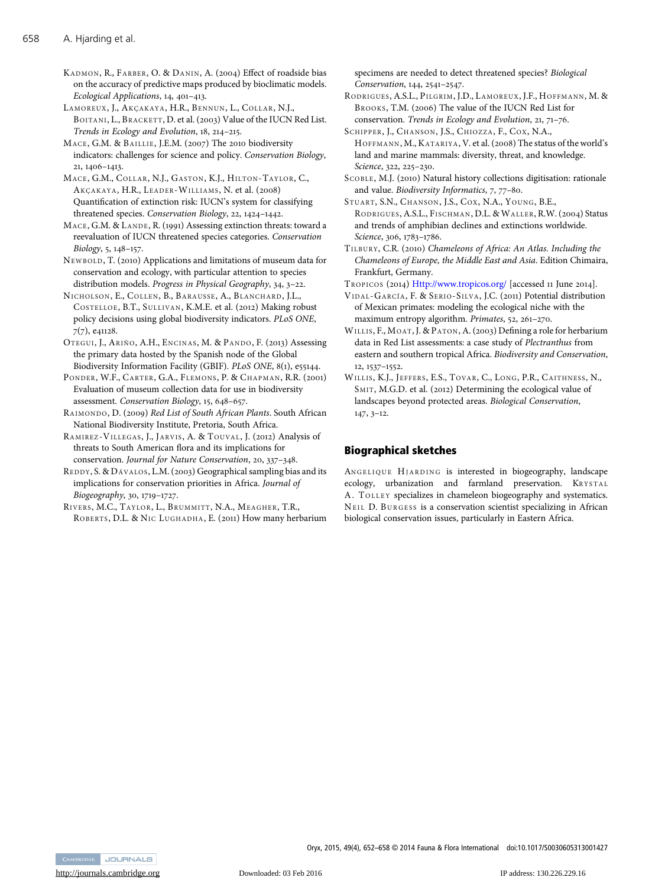Kadmon, R., Farber, O. & Danin, A. (2004) Effect of roadside bias on the accuracy of predictive maps produced by bioclimatic models. *Ecological Applications*, 14, 401–413.

Lamoreux, J., Akçakaya, H.R., Bennun, L., Collar, N.J., Boitani, L., Brackett, D. et al. (2003) Value of the IUCN Red List. *Trends in Ecology and Evolution*, 18, 214–215.

Mace, G.M. & Baillie, J.E.M. (2007) The 2010 biodiversity indicators: challenges for science and policy. *Conservation Biology*, 21, 1406–1413.

Mace, G.M., Collar, N.J., Gaston, K.J., Hilton-Taylor, C., Akçakaya, H.R., Leader-Williams, N. et al. (2008) Quantification of extinction risk: IUCN's system for classifying threatened species. *Conservation Biology*, 22, 1424–1442.

Mace, G.M. & Lande, R. (1991) Assessing extinction threats: toward a reevaluation of IUCN threatened species categories. *Conservation Biology*, 5, 148–157.

Newbold, T. (2010) Applications and limitations of museum data for conservation and ecology, with particular attention to species distribution models. *Progress in Physical Geography*, 34, 3–22.

Nicholson, E., Collen, B., Barausse, A., Blanchard, J.L., Costelloe, B.T., Sullivan, K.M.E. et al. (2012) Making robust policy decisions using global biodiversity indicators. *PLoS ONE*, 7(7), e41128.

Otegui, J., Ariño, A.H., Encinas, M. & Pando, F. (2013) Assessing the primary data hosted by the Spanish node of the Global Biodiversity Information Facility (GBIF). *PLoS ONE*, 8(1), e55144.

Ponder, W.F., Carter, G.A., Flemons, P. & Chapman, R.R. (2001) Evaluation of museum collection data for use in biodiversity assessment. *Conservation Biology*, 15, 648–657.

Raimondo, D. (2009) *Red List of South African Plants*. South African National Biodiversity Institute, Pretoria, South Africa.

Ramirez-Villegas, J., Jarvis, A. & Touval, J. (2012) Analysis of threats to South American flora and its implications for conservation. *Journal for Nature Conservation*, 20, 337–348.

Reddy, S. & Dávalos, L.M. (2003) Geographical sampling bias and its implications for conservation priorities in Africa. *Journal of Biogeography*, 30, 1719–1727.

Rivers, M.C., Taylor, L., Brummitt, N.A., Meagher, T.R., Roberts, D.L. & Nic Lughadha, E. (2011) How many herbarium specimens are needed to detect threatened species? *Biological Conservation*, 144, 2541–2547.

Rodrigues, A.S.L., Pilgrim, J.D., Lamoreux, J.F., Hoffmann, M. & Brooks, T.M. (2006) The value of the IUCN Red List for conservation. *Trends in Ecology and Evolution*, 21, 71–76.

Schipper, J., Chanson, J.S., Chiozza, F., Cox, N.A., Hoffmann, M., Katariya, V. et al. (2008) The status of the world's land and marine mammals: diversity, threat, and knowledge. *Science*, 322, 225–230.

Scoble, M.J. (2010) Natural history collections digitisation: rationale and value. *Biodiversity Informatics*, 7, 77–80.

Stuart, S.N., Chanson, J.S., Cox, N.A., Young, B.E., Rodrigues, A.S.L., Fischman, D.L. & Waller, R.W. (2004) Status and trends of amphibian declines and extinctions worldwide. *Science*, 306, 1783–1786.

Tilbury, C.R. (2010) *Chameleons of Africa: An Atlas. Including the Chameleons of Europe, the Middle East and Asia*. Edition Chimaira, Frankfurt, Germany.

Tropicos (2014) Http://www.tropicos.org/ [accessed 11 June 2014].

Vidal-García, F. & Serio-Silva, J.C. (2011) Potential distribution of Mexican primates: modeling the ecological niche with the maximum entropy algorithm. *Primates*, 52, 261–270.

Willis, F., Moat, J. & Paton, A. (2003) Defining a role for herbarium data in Red List assessments: a case study of *Plectranthus* from eastern and southern tropical Africa. *Biodiversity and Conservation*, 12, 1537–1552.

Willis, K.J., Jeffers, E.S., Tovar, C., Long, P.R., Caithness, N., Smit, M.G.D. et al. (2012) Determining the ecological value of landscapes beyond protected areas. *Biological Conservation*, 147, 3–12.

## Biographical sketches

Angelique Hjarding is interested in biogeography, landscape ecology, urbanization and farmland preservation. Krystal A. Tolley specializes in chameleon biogeography and systematics. Neil D. Burgess is a conservation scientist specializing in African biological conservation issues, particularly in Eastern Africa.